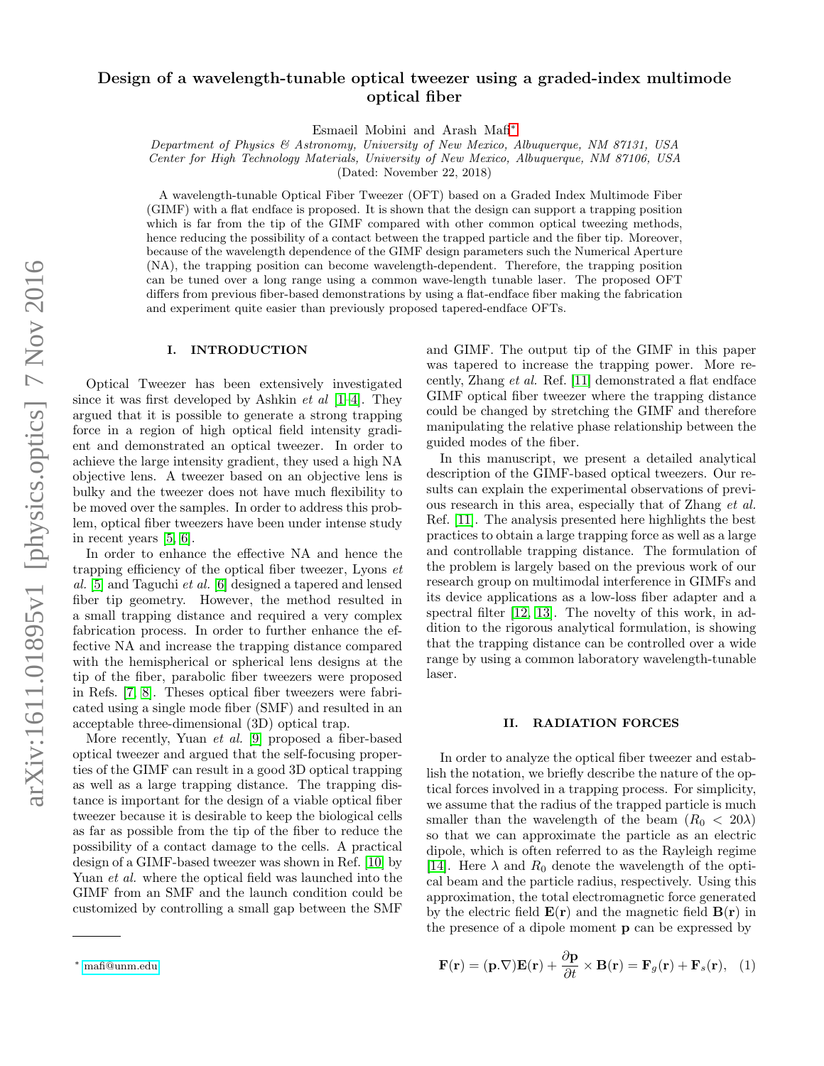# Design of a wavelength-tunable optical tweezer using a graded-index multimode optical fiber

Esmaeil Mobini and Arash Mafi[*]

*Department of Physics & Astronomy, University of New Mexico, Albuquerque, NM 87131, USA*
*Center for High Technology Materials, University of New Mexico, Albuquerque, NM 87106, USA*

(Dated: November 22, 2018)

A wavelength-tunable Optical Fiber Tweezer (OFT) based on a Graded Index Multimode Fiber (GIMF) with a flat endface is proposed. It is shown that the design can support a trapping position which is far from the tip of the GIMF compared with other common optical tweezing methods, hence reducing the possibility of a contact between the trapped particle and the fiber tip. Moreover, because of the wavelength dependence of the GIMF design parameters such the Numerical Aperture (NA), the trapping position can become wavelength-dependent. Therefore, the trapping position can be tuned over a long range using a common wave-length tunable laser. The proposed OFT differs from previous fiber-based demonstrations by using a flat-endface fiber making the fabrication and experiment quite easier than previously proposed tapered-endface OFTs.

## I. INTRODUCTION

Optical Tweezer has been extensively investigated since it was first developed by Ashkin *et al* [1–4]. They argued that it is possible to generate a strong trapping force in a region of high optical field intensity gradient and demonstrated an optical tweezer. In order to achieve the large intensity gradient, they used a high NA objective lens. A tweezer based on an objective lens is bulky and the tweezer does not have much flexibility to be moved over the samples. In order to address this problem, optical fiber tweezers have been under intense study in recent years [5, 6].

In order to enhance the effective NA and hence the trapping efficiency of the optical fiber tweezer, Lyons *et al.* [5] and Taguchi *et al.* [6] designed a tapered and lensed fiber tip geometry. However, the method resulted in a small trapping distance and required a very complex fabrication process. In order to further enhance the effective NA and increase the trapping distance compared with the hemispherical or spherical lens designs at the tip of the fiber, parabolic fiber tweezers were proposed in Refs. [7, 8]. Theses optical fiber tweezers were fabricated using a single mode fiber (SMF) and resulted in an acceptable three-dimensional (3D) optical trap.

More recently, Yuan *et al.* [9] proposed a fiber-based optical tweezer and argued that the self-focusing properties of the GIMF can result in a good 3D optical trapping as well as a large trapping distance. The trapping distance is important for the design of a viable optical fiber tweezer because it is desirable to keep the biological cells as far as possible from the tip of the fiber to reduce the possibility of a contact damage to the cells. A practical design of a GIMF-based tweezer was shown in Ref. [10] by Yuan *et al.* where the optical field was launched into the GIMF from an SMF and the launch condition could be customized by controlling a small gap between the SMF and GIMF. The output tip of the GIMF in this paper was tapered to increase the trapping power. More recently, Zhang *et al.* Ref. [11] demonstrated a flat endface GIMF optical fiber tweezer where the trapping distance could be changed by stretching the GIMF and therefore manipulating the relative phase relationship between the guided modes of the fiber.

In this manuscript, we present a detailed analytical description of the GIMF-based optical tweezers. Our results can explain the experimental observations of previous research in this area, especially that of Zhang *et al.* Ref. [11]. The analysis presented here highlights the best practices to obtain a large trapping force as well as a large and controllable trapping distance. The formulation of the problem is largely based on the previous work of our research group on multimodal interference in GIMFs and its device applications as a low-loss fiber adapter and a spectral filter [12, 13]. The novelty of this work, in addition to the rigorous analytical formulation, is showing that the trapping distance can be controlled over a wide range by using a common laboratory wavelength-tunable laser.

## II. RADIATION FORCES

In order to analyze the optical fiber tweezer and establish the notation, we briefly describe the nature of the optical forces involved in a trapping process. For simplicity, we assume that the radius of the trapped particle is much smaller than the wavelength of the beam ($R_0 < 20\lambda$) so that we can approximate the particle as an electric dipole, which is often referred to as the Rayleigh regime [14]. Here $\lambda$ and $R_0$ denote the wavelength of the optical beam and the particle radius, respectively. Using this approximation, the total electromagnetic force generated by the electric field $\mathbf{E}(\mathbf{r})$ and the magnetic field $\mathbf{B}(\mathbf{r})$ in the presence of a dipole moment $\mathbf{p}$ can be expressed by

$$\mathbf{F}(\mathbf{r}) = (\mathbf{p}.\nabla)\mathbf{E}(\mathbf{r}) + \frac{\partial \mathbf{p}}{\partial t} \times \mathbf{B}(\mathbf{r}) = \mathbf{F}_g(\mathbf{r}) + \mathbf{F}_s(\mathbf{r}), \quad (1)$$

[*] mafi@unm.edu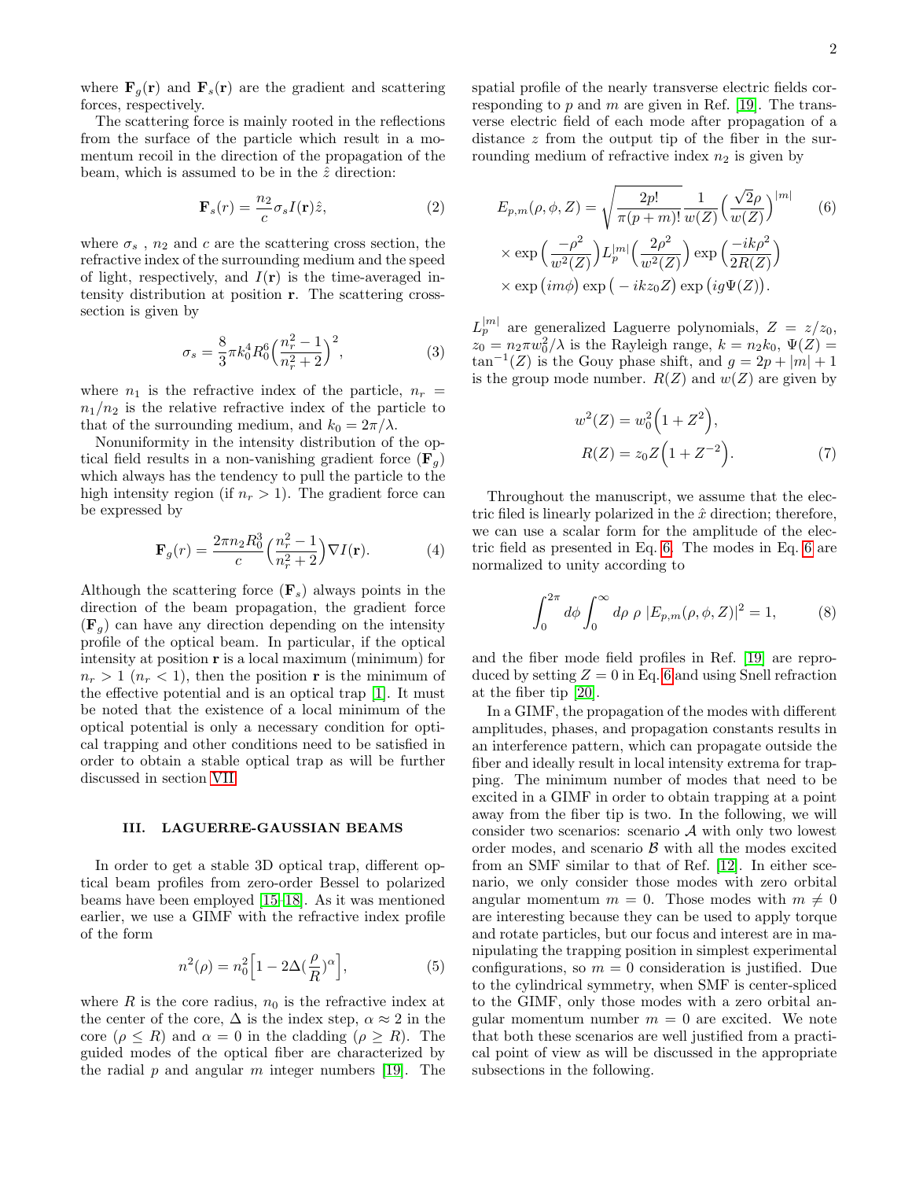where $\mathbf{F}_g(\mathbf{r})$ and $\mathbf{F}_s(\mathbf{r})$ are the gradient and scattering forces, respectively.

The scattering force is mainly rooted in the reflections from the surface of the particle which result in a momentum recoil in the direction of the propagation of the beam, which is assumed to be in the $\hat{z}$ direction:

$$\mathbf{F}_s(r) = \frac{n_2}{c}\sigma_s I(\mathbf{r})\hat{z}, \tag{2}$$

where $\sigma_s$ , $n_2$ and $c$ are the scattering cross section, the refractive index of the surrounding medium and the speed of light, respectively, and $I(\mathbf{r})$ is the time-averaged intensity distribution at position $\mathbf{r}$. The scattering cross-section is given by

$$\sigma_s = \frac{8}{3}\pi k_0^4 R_0^6 \Big(\frac{n_r^2-1}{n_r^2+2}\Big)^2, \tag{3}$$

where $n_1$ is the refractive index of the particle, $n_r = n_1/n_2$ is the relative refractive index of the particle to that of the surrounding medium, and $k_0 = 2\pi/\lambda$.

Nonuniformity in the intensity distribution of the optical field results in a non-vanishing gradient force ($\mathbf{F}_g$) which always has the tendency to pull the particle to the high intensity region (if $n_r > 1$). The gradient force can be expressed by

$$\mathbf{F}_g(r) = \frac{2\pi n_2 R_0^3}{c}\Big(\frac{n_r^2-1}{n_r^2+2}\Big)\nabla I(\mathbf{r}). \tag{4}$$

Although the scattering force ($\mathbf{F}_s$) always points in the direction of the beam propagation, the gradient force ($\mathbf{F}_g$) can have any direction depending on the intensity profile of the optical beam. In particular, if the optical intensity at position $\mathbf{r}$ is a local maximum (minimum) for $n_r > 1$ ($n_r < 1$), then the position $\mathbf{r}$ is the minimum of the effective potential and is an optical trap [1]. It must be noted that the existence of a local minimum of the optical potential is only a necessary condition for optical trapping and other conditions need to be satisfied in order to obtain a stable optical trap as will be further discussed in section VII.

## III. LAGUERRE-GAUSSIAN BEAMS

In order to get a stable 3D optical trap, different optical beam profiles from zero-order Bessel to polarized beams have been employed [15–18]. As it was mentioned earlier, we use a GIMF with the refractive index profile of the form

$$n^2(\rho) = n_0^2\Big[1 - 2\Delta(\frac{\rho}{R})^\alpha\Big], \tag{5}$$

where $R$ is the core radius, $n_0$ is the refractive index at the center of the core, $\Delta$ is the index step, $\alpha \approx 2$ in the core ($\rho \leq R$) and $\alpha = 0$ in the cladding ($\rho \geq R$). The guided modes of the optical fiber are characterized by the radial $p$ and angular $m$ integer numbers [19]. The spatial profile of the nearly transverse electric fields corresponding to $p$ and $m$ are given in Ref. [19]. The transverse electric field of each mode after propagation of a distance $z$ from the output tip of the fiber in the surrounding medium of refractive index $n_2$ is given by

$$\begin{aligned}
E_{p,m}(\rho,\phi,Z) &= \sqrt{\frac{2p!}{\pi(p+m)!}}\frac{1}{w(Z)}\Big(\frac{\sqrt{2}\rho}{w(Z)}\Big)^{|m|} \\
&\times \exp\Big(\frac{-\rho^2}{w^2(Z)}\Big)L_p^{|m|}\Big(\frac{2\rho^2}{w^2(Z)}\Big)\exp\Big(\frac{-ik\rho^2}{2R(Z)}\Big) \\
&\times \exp\big(im\phi\big)\exp\big(-ikz_0Z\big)\exp\big(ig\Psi(Z)\big).
\end{aligned} \tag{6}$$

$L_p^{|m|}$ are generalized Laguerre polynomials, $Z = z/z_0$, $z_0 = n_2\pi w_0^2/\lambda$ is the Rayleigh range, $k = n_2 k_0$, $\Psi(Z) = \tan^{-1}(Z)$ is the Gouy phase shift, and $g = 2p + |m| + 1$ is the group mode number. $R(Z)$ and $w(Z)$ are given by

$$\begin{aligned}
w^2(Z) &= w_0^2\Big(1+Z^2\Big), \\
R(Z) &= z_0 Z\Big(1+Z^{-2}\Big).
\end{aligned} \tag{7}$$

Throughout the manuscript, we assume that the electric filed is linearly polarized in the $\hat{x}$ direction; therefore, we can use a scalar form for the amplitude of the electric field as presented in Eq. 6. The modes in Eq. 6 are normalized to unity according to

$$\int_0^{2\pi} d\phi \int_0^\infty d\rho\ \rho\ |E_{p,m}(\rho,\phi,Z)|^2 = 1, \tag{8}$$

and the fiber mode field profiles in Ref. [19] are reproduced by setting $Z = 0$ in Eq. 6 and using Snell refraction at the fiber tip [20].

In a GIMF, the propagation of the modes with different amplitudes, phases, and propagation constants results in an interference pattern, which can propagate outside the fiber and ideally result in local intensity extrema for trapping. The minimum number of modes that need to be excited in a GIMF in order to obtain trapping at a point away from the fiber tip is two. In the following, we will consider two scenarios: scenario $\mathcal{A}$ with only two lowest order modes, and scenario $\mathcal{B}$ with all the modes excited from an SMF similar to that of Ref. [12]. In either scenario, we only consider those modes with zero orbital angular momentum $m = 0$. Those modes with $m \neq 0$ are interesting because they can be used to apply torque and rotate particles, but our focus and interest are in manipulating the trapping position in simplest experimental configurations, so $m = 0$ consideration is justified. Due to the cylindrical symmetry, when SMF is center-spliced to the GIMF, only those modes with a zero orbital angular momentum number $m = 0$ are excited. We note that both these scenarios are well justified from a practical point of view as will be discussed in the appropriate subsections in the following.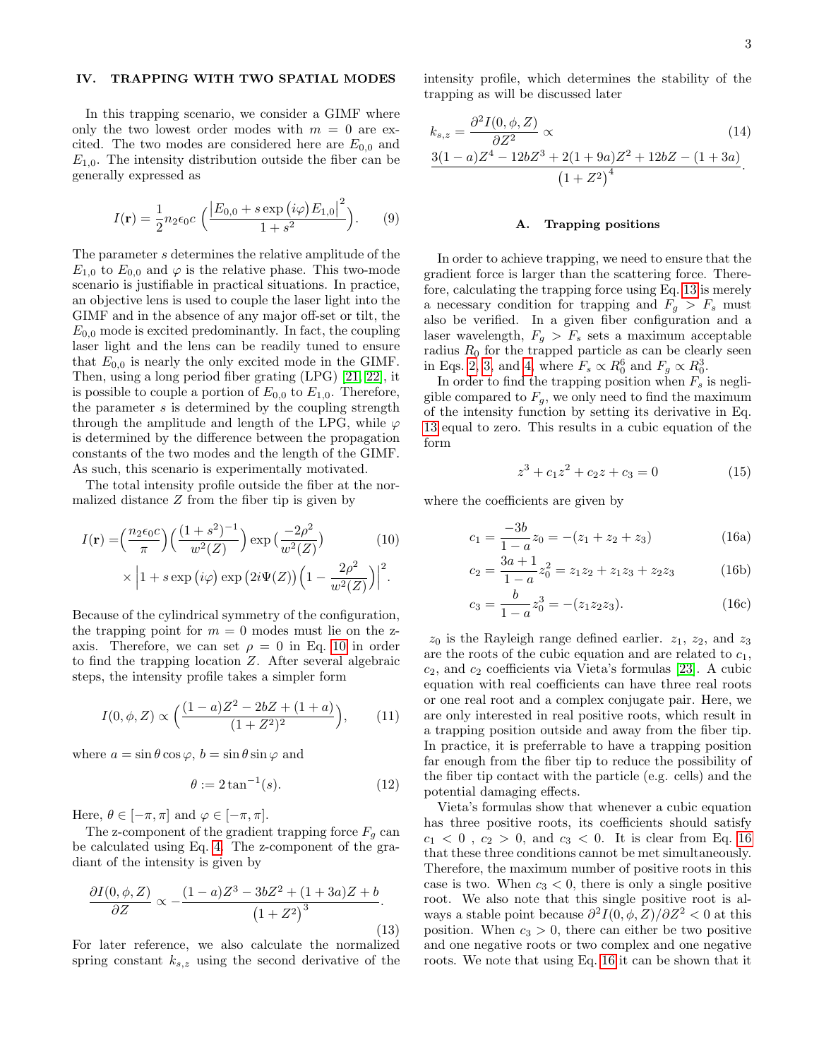## IV. TRAPPING WITH TWO SPATIAL MODES

In this trapping scenario, we consider a GIMF where only the two lowest order modes with $m = 0$ are excited. The two modes are considered here are $E_{0,0}$ and $E_{1,0}$. The intensity distribution outside the fiber can be generally expressed as

$$I(\mathbf{r}) = \frac{1}{2}n_2\epsilon_0 c\,\Big(\frac{\left|E_{0,0} + s\exp\left(i\varphi\right)E_{1,0}\right|^2}{1+s^2}\Big). \tag{9}$$

The parameter $s$ determines the relative amplitude of the $E_{1,0}$ to $E_{0,0}$ and $\varphi$ is the relative phase. This two-mode scenario is justifiable in practical situations. In practice, an objective lens is used to couple the laser light into the GIMF and in the absence of any major off-set or tilt, the $E_{0,0}$ mode is excited predominantly. In fact, the coupling laser light and the lens can be readily tuned to ensure that $E_{0,0}$ is nearly the only excited mode in the GIMF. Then, using a long period fiber grating (LPG) [21, 22], it is possible to couple a portion of $E_{0,0}$ to $E_{1,0}$. Therefore, the parameter $s$ is determined by the coupling strength through the amplitude and length of the LPG, while $\varphi$ is determined by the difference between the propagation constants of the two modes and the length of the GIMF. As such, this scenario is experimentally motivated.

The total intensity profile outside the fiber at the normalized distance $Z$ from the fiber tip is given by

$$\begin{aligned} I(\mathbf{r}) =& \Big(\frac{n_2\epsilon_0 c}{\pi}\Big)\Big(\frac{(1+s^2)^{-1}}{w^2(Z)}\Big)\exp\big(\frac{-2\rho^2}{w^2(Z)}\big) \\ &\times\Big|1 + s\exp\left(i\varphi\right)\exp\left(2i\Psi(Z)\right)\Big(1-\frac{2\rho^2}{w^2(Z)}\Big)\Big|^2. \end{aligned} \tag{10}$$

Because of the cylindrical symmetry of the configuration, the trapping point for $m = 0$ modes must lie on the z-axis. Therefore, we can set $\rho = 0$ in Eq. 10 in order to find the trapping location $Z$. After several algebraic steps, the intensity profile takes a simpler form

$$I(0,\phi,Z) \propto \Big(\frac{(1-a)Z^2 - 2bZ + (1+a)}{(1+Z^2)^2}\Big), \tag{11}$$

where $a = \sin\theta\cos\varphi$, $b = \sin\theta\sin\varphi$ and

$$\theta := 2\tan^{-1}(s). \tag{12}$$

Here, $\theta \in [-\pi, \pi]$ and $\varphi \in [-\pi, \pi]$.

The z-component of the gradient trapping force $F_g$ can be calculated using Eq. 4. The z-component of the gradiant of the intensity is given by

$$\frac{\partial I(0,\phi,Z)}{\partial Z} \propto -\frac{(1-a)Z^3 - 3bZ^2 + (1+3a)Z + b}{\left(1+Z^2\right)^3}. \tag{13}$$

For later reference, we also calculate the normalized spring constant $k_{s,z}$ using the second derivative of the intensity profile, which determines the stability of the trapping as will be discussed later

$$\begin{aligned} k_{s,z} =& \frac{\partial^2 I(0,\phi,Z)}{\partial Z^2} \propto \\ & \frac{3(1-a)Z^4 - 12bZ^3 + 2(1+9a)Z^2 + 12bZ - (1+3a)}{\left(1+Z^2\right)^4}. \end{aligned} \tag{14}$$

### A. Trapping positions

In order to achieve trapping, we need to ensure that the gradient force is larger than the scattering force. Therefore, calculating the trapping force using Eq. 13 is merely a necessary condition for trapping and $F_g > F_s$ must also be verified. In a given fiber configuration and a laser wavelength, $F_g > F_s$ sets a maximum acceptable radius $R_0$ for the trapped particle as can be clearly seen in Eqs. 2, 3, and 4, where $F_s \propto R_0^6$ and $F_g \propto R_0^3$.

In order to find the trapping position when $F_s$ is negligible compared to $F_g$, we only need to find the maximum of the intensity function by setting its derivative in Eq. 13 equal to zero. This results in a cubic equation of the form

$$z^3 + c_1 z^2 + c_2 z + c_3 = 0 \tag{15}$$

where the coefficients are given by

$$c_1 = \frac{-3b}{1-a}z_0 = -(z_1 + z_2 + z_3) \tag{16a}$$

$$c_2 = \frac{3a+1}{1-a}z_0^2 = z_1 z_2 + z_1 z_3 + z_2 z_3 \tag{16b}$$

$$c_3 = \frac{b}{1-a}z_0^3 = -(z_1 z_2 z_3). \tag{16c}$$

$z_0$ is the Rayleigh range defined earlier. $z_1$, $z_2$, and $z_3$ are the roots of the cubic equation and are related to $c_1$, $c_2$, and $c_2$ coefficients via Vieta's formulas [23]. A cubic equation with real coefficients can have three real roots or one real root and a complex conjugate pair. Here, we are only interested in real positive roots, which result in a trapping position outside and away from the fiber tip. In practice, it is preferrable to have a trapping position far enough from the fiber tip to reduce the possibility of the fiber tip contact with the particle (e.g. cells) and the potential damaging effects.

Vieta's formulas show that whenever a cubic equation has three positive roots, its coefficients should satisfy $c_1 < 0$ , $c_2 > 0$, and $c_3 < 0$. It is clear from Eq. 16 that these three conditions cannot be met simultaneously. Therefore, the maximum number of positive roots in this case is two. When $c_3 < 0$, there is only a single positive root. We also note that this single positive root is always a stable point because $\partial^2 I(0,\phi,Z)/\partial Z^2 < 0$ at this position. When $c_3 > 0$, there can either be two positive and one negative roots or two complex and one negative roots. We note that using Eq. 16 it can be shown that it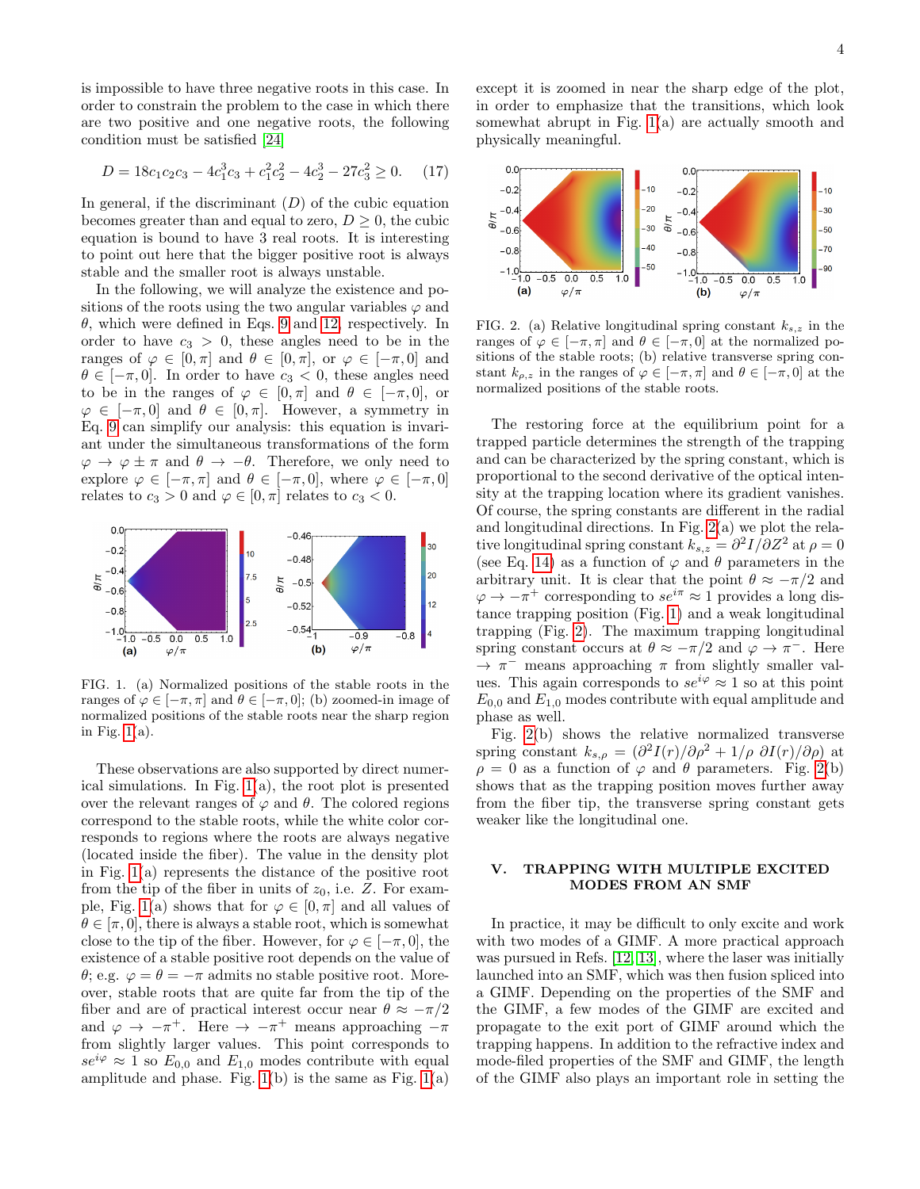is impossible to have three negative roots in this case. In order to constrain the problem to the case in which there are two positive and one negative roots, the following condition must be satisfied [24]

$$D = 18c_1c_2c_3 - 4c_1^3c_3 + c_1^2c_2^2 - 4c_2^3 - 27c_3^2 \geq 0. \quad (17)$$

In general, if the discriminant ($D$) of the cubic equation becomes greater than and equal to zero, $D \geq 0$, the cubic equation is bound to have 3 real roots. It is interesting to point out here that the bigger positive root is always stable and the smaller root is always unstable.

In the following, we will analyze the existence and positions of the roots using the two angular variables $\varphi$ and $\theta$, which were defined in Eqs. 9 and 12, respectively. In order to have $c_3 > 0$, these angles need to be in the ranges of $\varphi \in [0, \pi]$ and $\theta \in [0, \pi]$, or $\varphi \in [-\pi, 0]$ and $\theta \in [-\pi, 0]$. In order to have $c_3 < 0$, these angles need to be in the ranges of $\varphi \in [0, \pi]$ and $\theta \in [-\pi, 0]$, or $\varphi \in [-\pi, 0]$ and $\theta \in [0, \pi]$. However, a symmetry in Eq. 9 can simplify our analysis: this equation is invariant under the simultaneous transformations of the form $\varphi \to \varphi \pm \pi$ and $\theta \to -\theta$. Therefore, we only need to explore $\varphi \in [-\pi, \pi]$ and $\theta \in [-\pi, 0]$, where $\varphi \in [-\pi, 0]$ relates to $c_3 > 0$ and $\varphi \in [0, \pi]$ relates to $c_3 < 0$.

FIG. 1. (a) Normalized positions of the stable roots in the ranges of $\varphi \in [-\pi, \pi]$ and $\theta \in [-\pi, 0]$; (b) zoomed-in image of normalized positions of the stable roots near the sharp region in Fig. 1(a).

These observations are also supported by direct numerical simulations. In Fig. 1(a), the root plot is presented over the relevant ranges of $\varphi$ and $\theta$. The colored regions correspond to the stable roots, while the white color corresponds to regions where the roots are always negative (located inside the fiber). The value in the density plot in Fig. 1(a) represents the distance of the positive root from the tip of the fiber in units of $z_0$, i.e. $Z$. For example, Fig. 1(a) shows that for $\varphi \in [0, \pi]$ and all values of $\theta \in [\pi, 0]$, there is always a stable root, which is somewhat close to the tip of the fiber. However, for $\varphi \in [-\pi, 0]$, the existence of a stable positive root depends on the value of $\theta$; e.g. $\varphi = \theta = -\pi$ admits no stable positive root. Moreover, stable roots that are quite far from the tip of the fiber and are of practical interest occur near $\theta \approx -\pi/2$ and $\varphi \to -\pi^+$. Here $\to -\pi^+$ means approaching $-\pi$ from slightly larger values. This point corresponds to $se^{i\varphi} \approx 1$ so $E_{0,0}$ and $E_{1,0}$ modes contribute with equal amplitude and phase. Fig. 1(b) is the same as Fig. 1(a) except it is zoomed in near the sharp edge of the plot, in order to emphasize that the transitions, which look somewhat abrupt in Fig. 1(a) are actually smooth and physically meaningful.

FIG. 2. (a) Relative longitudinal spring constant $k_{s,z}$ in the ranges of $\varphi \in [-\pi, \pi]$ and $\theta \in [-\pi, 0]$ at the normalized positions of the stable roots; (b) relative transverse spring constant $k_{\rho,z}$ in the ranges of $\varphi \in [-\pi, \pi]$ and $\theta \in [-\pi, 0]$ at the normalized positions of the stable roots.

The restoring force at the equilibrium point for a trapped particle determines the strength of the trapping and can be characterized by the spring constant, which is proportional to the second derivative of the optical intensity at the trapping location where its gradient vanishes. Of course, the spring constants are different in the radial and longitudinal directions. In Fig. 2(a) we plot the relative longitudinal spring constant $k_{s,z} = \partial^2 I/\partial Z^2$ at $\rho = 0$ (see Eq. 14) as a function of $\varphi$ and $\theta$ parameters in the arbitrary unit. It is clear that the point $\theta \approx -\pi/2$ and $\varphi \to -\pi^+$ corresponding to $se^{i\pi} \approx 1$ provides a long distance trapping position (Fig. 1) and a weak longitudinal trapping (Fig. 2). The maximum trapping longitudinal spring constant occurs at $\theta \approx -\pi/2$ and $\varphi \to \pi^-$. Here $\to \pi^-$ means approaching $\pi$ from slightly smaller values. This again corresponds to $se^{i\varphi} \approx 1$ so at this point $E_{0,0}$ and $E_{1,0}$ modes contribute with equal amplitude and phase as well.

Fig. 2(b) shows the relative normalized transverse spring constant $k_{s,\rho} = (\partial^2 I(r)/\partial \rho^2 + 1/\rho \; \partial I(r)/\partial \rho)$ at $\rho = 0$ as a function of $\varphi$ and $\theta$ parameters. Fig. 2(b) shows that as the trapping position moves further away from the fiber tip, the transverse spring constant gets weaker like the longitudinal one.

## V. TRAPPING WITH MULTIPLE EXCITED MODES FROM AN SMF

In practice, it may be difficult to only excite and work with two modes of a GIMF. A more practical approach was pursued in Refs. [12, 13], where the laser was initially launched into an SMF, which was then fusion spliced into a GIMF. Depending on the properties of the SMF and the GIMF, a few modes of the GIMF are excited and propagate to the exit port of GIMF around which the trapping happens. In addition to the refractive index and mode-filed properties of the SMF and GIMF, the length of the GIMF also plays an important role in setting the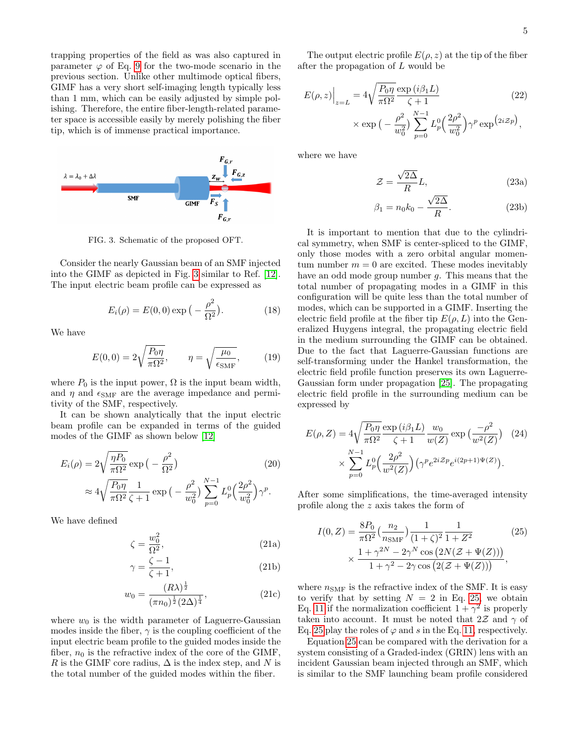trapping properties of the field as was also captured in parameter $\varphi$ of Eq. 9 for the two-mode scenario in the previous section. Unlike other multimode optical fibers, GIMF has a very short self-imaging length typically less than 1 mm, which can be easily adjusted by simple polishing. Therefore, the entire fiber-length-related parameter space is accessible easily by merely polishing the fiber tip, which is of immense practical importance.

FIG. 3. Schematic of the proposed OFT.

Consider the nearly Gaussian beam of an SMF injected into the GIMF as depicted in Fig. 3 similar to Ref. [12]. The input electric beam profile can be expressed as

$$E_i(\rho) = E(0,0)\exp\big(-\frac{\rho^2}{\Omega^2}\big). \tag{18}$$

We have

$$E(0,0) = 2\sqrt{\frac{P_0\eta}{\pi\Omega^2}}, \qquad \eta = \sqrt{\frac{\mu_0}{\epsilon_{\text{SMF}}}}, \tag{19}$$

where $P_0$ is the input power, $\Omega$ is the input beam width, and $\eta$ and $\epsilon_{\text{SMF}}$ are the average impedance and permitivity of the SMF, respectively.

It can be shown analytically that the input electric beam profile can be expanded in terms of the guided modes of the GIMF as shown below [12]

$$\begin{aligned} E_i(\rho) &= 2\sqrt{\frac{\eta P_0}{\pi\Omega^2}}\exp\big(-\frac{\rho^2}{\Omega^2}\big) \\ &\approx 4\sqrt{\frac{P_0\eta}{\pi\Omega^2}}\frac{1}{\zeta+1}\exp\big(-\frac{\rho^2}{w_0^2}\big)\sum_{p=0}^{N-1}L_p^0\Big(\frac{2\rho^2}{w_0^2}\Big)\gamma^p. \end{aligned} \tag{20}$$

We have defined

$$\zeta = \frac{w_0^2}{\Omega^2}, \tag{21a}$$

$$\gamma = \frac{\zeta-1}{\zeta+1}, \tag{21b}$$

$$w_0 = \frac{(R\lambda)^{\frac{1}{2}}}{(\pi n_0)^{\frac{1}{2}}(2\Delta)^{\frac{1}{4}}}, \tag{21c}$$

where $w_0$ is the width parameter of Laguerre-Gaussian modes inside the fiber, $\gamma$ is the coupling coefficient of the input electric beam profile to the guided modes inside the fiber, $n_0$ is the refractive index of the core of the GIMF, $R$ is the GIMF core radius, $\Delta$ is the index step, and $N$ is the total number of the guided modes within the fiber.

The output electric profile $E(\rho,z)$ at the tip of the fiber after the propagation of $L$ would be

$$\begin{aligned} E(\rho,z)\Big|_{z=L} &= 4\sqrt{\frac{P_0\eta}{\pi\Omega^2}}\frac{\exp{(i\beta_1 L)}}{\zeta+1} \\ &\times \exp\big(-\frac{\rho^2}{w_0^2}\big)\sum_{p=0}^{N-1}L_p^0\Big(\frac{2\rho^2}{w_0^2}\Big)\gamma^p\exp^{(2i\mathcal{Z}p)}, \end{aligned} \tag{22}$$

where we have

$$\mathcal{Z} = \frac{\sqrt{2\Delta}}{R}L, \tag{23a}$$

$$\beta_1 = n_0k_0 - \frac{\sqrt{2\Delta}}{R}. \tag{23b}$$

It is important to mention that due to the cylindrical symmetry, when SMF is center-spliced to the GIMF, only those modes with a zero orbital angular momentum number $m=0$ are excited. These modes inevitably have an odd mode group number $g$. This means that the total number of propagating modes in a GIMF in this configuration will be quite less than the total number of modes, which can be supported in a GIMF. Inserting the electric field profile at the fiber tip $E(\rho,L)$ into the Generalized Huygens integral, the propagating electric field in the medium surrounding the GIMF can be obtained. Due to the fact that Laguerre-Gaussian functions are self-transforming under the Hankel transformation, the electric field profile function preserves its own Laguerre-Gaussian form under propagation [25]. The propagating electric field profile in the surrounding medium can be expressed by

$$\begin{aligned} E(\rho,Z) &= 4\sqrt{\frac{P_0\eta}{\pi\Omega^2}}\frac{\exp{(i\beta_1 L)}}{\zeta+1}\frac{w_0}{w(Z)}\exp\big(\frac{-\rho^2}{w^2(Z)}\big) \\ &\times \sum_{p=0}^{N-1}L_p^0\Big(\frac{2\rho^2}{w^2(Z)}\Big)\big(\gamma^p e^{2i\mathcal{Z}p}e^{i(2p+1)\Psi(Z)}\big). \end{aligned} \tag{24}$$

After some simplifications, the time-averaged intensity profile along the $z$ axis takes the form of

$$\begin{aligned} I(0,Z) &= \frac{8P_0}{\pi\Omega^2}\big(\frac{n_2}{n_{\text{SMF}}}\big)\frac{1}{(1+\zeta)^2}\frac{1}{1+Z^2} \\ &\times \frac{1+\gamma^{2N}-2\gamma^N\cos\big(2N(\mathcal{Z}+\Psi(Z))\big)}{1+\gamma^2-2\gamma\cos\big(2(\mathcal{Z}+\Psi(Z))\big)}, \end{aligned} \tag{25}$$

where $n_{\text{SMF}}$ is the refractive index of the SMF. It is easy to verify that by setting $N=2$ in Eq. 25, we obtain Eq. 11 if the normalization coefficient $1+\gamma^2$ is properly taken into account. It must be noted that $2\mathcal{Z}$ and $\gamma$ of Eq. 25 play the roles of $\varphi$ and $s$ in the Eq. 11, respectively.

Equation 25 can be compared with the derivation for a system consisting of a Graded-index (GRIN) lens with an incident Gaussian beam injected through an SMF, which is similar to the SMF launching beam profile considered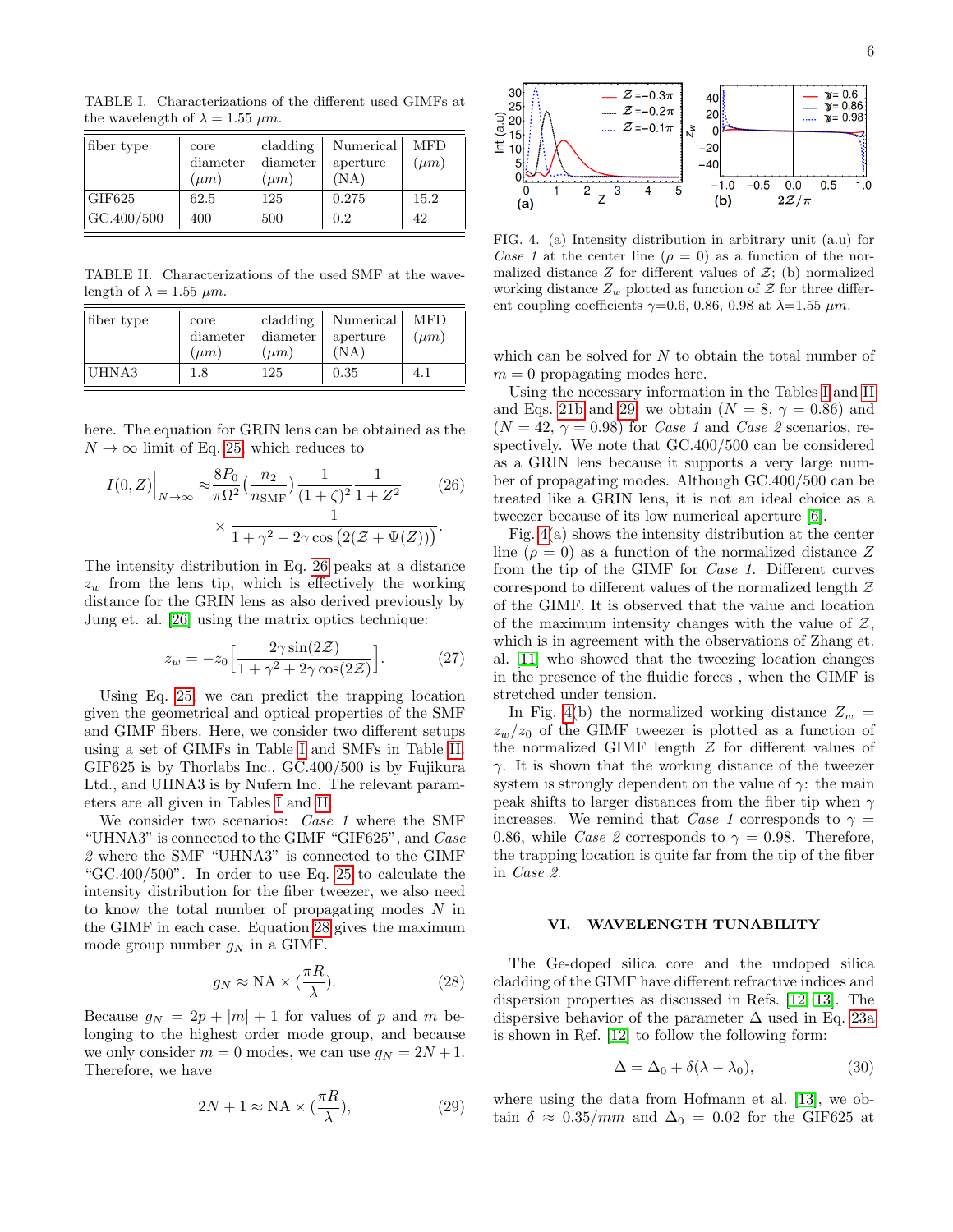TABLE I. Characterizations of the different used GIMFs at the wavelength of $\lambda = 1.55$ $\mu m$.

| fiber type | core diameter ($\mu m$) | cladding diameter ($\mu m$) | Numerical aperture (NA) | MFD ($\mu m$) |
|---|---|---|---|---|
| GIF625 | 62.5 | 125 | 0.275 | 15.2 |
| GC.400/500 | 400 | 500 | 0.2 | 42 |

TABLE II. Characterizations of the used SMF at the wavelength of $\lambda = 1.55$ $\mu m$.

| fiber type | core diameter ($\mu m$) | cladding diameter ($\mu m$) | Numerical aperture (NA) | MFD ($\mu m$) |
|---|---|---|---|---|
| UHNA3 | 1.8 | 125 | 0.35 | 4.1 |

here. The equation for GRIN lens can be obtained as the $N \to \infty$ limit of Eq. 25, which reduces to

$$I(0,Z)\Big|_{N\to\infty} \approx \frac{8P_0}{\pi\Omega^2}\left(\frac{n_2}{n_{\rm SMF}}\right)\frac{1}{(1+\zeta)^2}\frac{1}{1+Z^2} \times \frac{1}{1+\gamma^2-2\gamma\cos\left(2(\mathcal{Z}+\Psi(Z))\right)}. \tag{26}$$

The intensity distribution in Eq. 26 peaks at a distance $z_w$ from the lens tip, which is effectively the working distance for the GRIN lens as also derived previously by Jung et. al. [26] using the matrix optics technique:

$$z_w = -z_0\Big[\frac{2\gamma\sin(2\mathcal{Z})}{1+\gamma^2+2\gamma\cos(2\mathcal{Z})}\Big]. \tag{27}$$

Using Eq. 25, we can predict the trapping location given the geometrical and optical properties of the SMF and GIMF fibers. Here, we consider two different setups using a set of GIMFs in Table I and SMFs in Table II. GIF625 is by Thorlabs Inc., GC.400/500 is by Fujikura Ltd., and UHNA3 is by Nufern Inc. The relevant parameters are all given in Tables I and II.

We consider two scenarios: *Case 1* where the SMF "UHNA3" is connected to the GIMF "GIF625", and *Case 2* where the SMF "UHNA3" is connected to the GIMF "GC.400/500". In order to use Eq. 25 to calculate the intensity distribution for the fiber tweezer, we also need to know the total number of propagating modes $N$ in the GIMF in each case. Equation 28 gives the maximum mode group number $g_N$ in a GIMF.

$$g_N \approx \text{NA} \times \left(\frac{\pi R}{\lambda}\right). \tag{28}$$

Because $g_N = 2p + |m| + 1$ for values of $p$ and $m$ belonging to the highest order mode group, and because we only consider $m = 0$ modes, we can use $g_N = 2N + 1$. Therefore, we have

$$2N + 1 \approx \text{NA} \times \left(\frac{\pi R}{\lambda}\right), \tag{29}$$

FIG. 4. (a) Intensity distribution in arbitrary unit (a.u) for *Case 1* at the center line ($\rho = 0$) as a function of the normalized distance $Z$ for different values of $\mathcal{Z}$; (b) normalized working distance $Z_w$ plotted as function of $\mathcal{Z}$ for three different coupling coefficients $\gamma$=0.6, 0.86, 0.98 at $\lambda$=1.55 $\mu m$.

which can be solved for $N$ to obtain the total number of $m = 0$ propagating modes here.

Using the necessary information in the Tables I and II and Eqs. 21b and 29, we obtain ($N = 8$, $\gamma = 0.86$) and ($N = 42$, $\gamma = 0.98$) for *Case 1* and *Case 2* scenarios, respectively. We note that GC.400/500 can be considered as a GRIN lens because it supports a very large number of propagating modes. Although GC.400/500 can be treated like a GRIN lens, it is not an ideal choice as a tweezer because of its low numerical aperture [6].

Fig. 4(a) shows the intensity distribution at the center line ($\rho = 0$) as a function of the normalized distance $Z$ from the tip of the GIMF for *Case 1*. Different curves correspond to different values of the normalized length $\mathcal{Z}$ of the GIMF. It is observed that the value and location of the maximum intensity changes with the value of $\mathcal{Z}$, which is in agreement with the observations of Zhang et. al. [11] who showed that the tweezing location changes in the presence of the fluidic forces , when the GIMF is stretched under tension.

In Fig. 4(b) the normalized working distance $Z_w = z_w/z_0$ of the GIMF tweezer is plotted as a function of the normalized GIMF length $\mathcal{Z}$ for different values of $\gamma$. It is shown that the working distance of the tweezer system is strongly dependent on the value of $\gamma$: the main peak shifts to larger distances from the fiber tip when $\gamma$ increases. We remind that *Case 1* corresponds to $\gamma = 0.86$, while *Case 2* corresponds to $\gamma = 0.98$. Therefore, the trapping location is quite far from the tip of the fiber in *Case 2*.

## VI. WAVELENGTH TUNABILITY

The Ge-doped silica core and the undoped silica cladding of the GIMF have different refractive indices and dispersion properties as discussed in Refs. [12, 13]. The dispersive behavior of the parameter $\Delta$ used in Eq. 23a is shown in Ref. [12] to follow the following form:

$$\Delta = \Delta_0 + \delta(\lambda - \lambda_0), \tag{30}$$

where using the data from Hofmann et al. [13], we obtain $\delta \approx 0.35/mm$ and $\Delta_0 = 0.02$ for the GIF625 at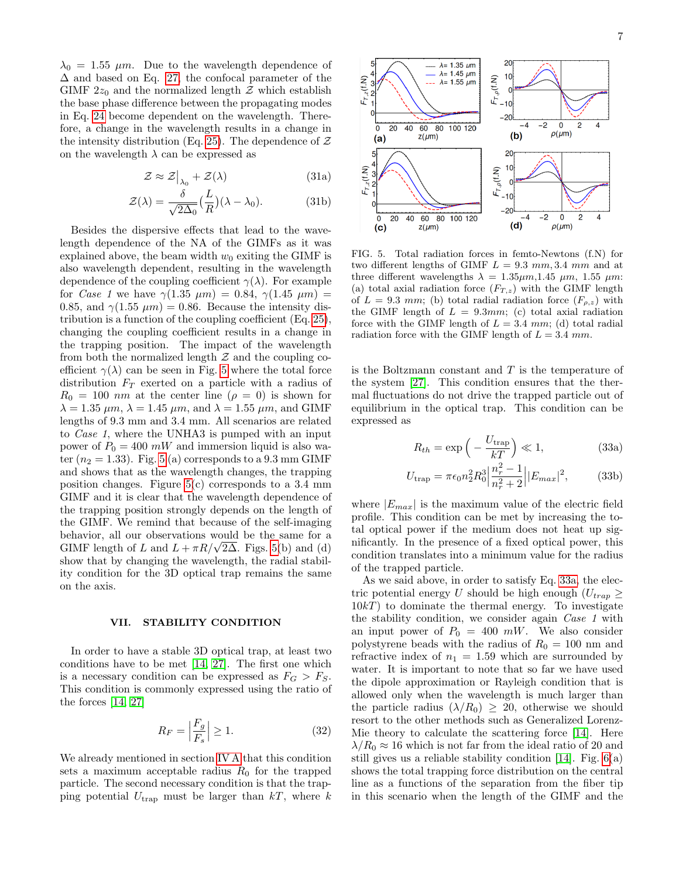$\lambda_0 = 1.55\ \mu m$. Due to the wavelength dependence of $\Delta$ and based on Eq. 27 the confocal parameter of the GIMF $2z_0$ and the normalized length $\mathcal{Z}$ which establish the base phase difference between the propagating modes in Eq. 24 become dependent on the wavelength. Therefore, a change in the wavelength results in a change in the intensity distribution (Eq. 25). The dependence of $\mathcal{Z}$ on the wavelength $\lambda$ can be expressed as

$$\mathcal{Z} \approx \mathcal{Z}\big|_{\lambda_0} + \mathcal{Z}(\lambda) \tag{31a}$$

$$\mathcal{Z}(\lambda) = \frac{\delta}{\sqrt{2\Delta_0}}\Big(\frac{L}{R}\Big)(\lambda - \lambda_0). \tag{31b}$$

Besides the dispersive effects that lead to the wavelength dependence of the NA of the GIMFs as it was explained above, the beam width $w_0$ exiting the GIMF is also wavelength dependent, resulting in the wavelength dependence of the coupling coefficient $\gamma(\lambda)$. For example for *Case 1* we have $\gamma(1.35\ \mu m) = 0.84$, $\gamma(1.45\ \mu m) = 0.85$, and $\gamma(1.55\ \mu m) = 0.86$. Because the intensity distribution is a function of the coupling coefficient (Eq. 25), changing the coupling coefficient results in a change in the trapping position. The impact of the wavelength from both the normalized length $\mathcal{Z}$ and the coupling coefficient $\gamma(\lambda)$ can be seen in Fig. 5 where the total force distribution $F_T$ exerted on a particle with a radius of $R_0 = 100\ nm$ at the center line ($\rho = 0$) is shown for $\lambda = 1.35\ \mu m$, $\lambda = 1.45\ \mu m$, and $\lambda = 1.55\ \mu m$, and GIMF lengths of 9.3 mm and 3.4 mm. All scenarios are related to *Case 1*, where the UNHA3 is pumped with an input power of $P_0 = 400\ mW$ and immersion liquid is also water ($n_2 = 1.33$). Fig. 5(a) corresponds to a 9.3 mm GIMF and shows that as the wavelength changes, the trapping position changes. Figure 5(c) corresponds to a 3.4 mm GIMF and it is clear that the wavelength dependence of the trapping position strongly depends on the length of the GIMF. We remind that because of the self-imaging behavior, all our observations would be the same for a GIMF length of $L$ and $L + \pi R/\sqrt{2\Delta}$. Figs. 5(b) and (d) show that by changing the wavelength, the radial stability condition for the 3D optical trap remains the same on the axis.

FIG. 5. Total radiation forces in femto-Newtons (f.N) for two different lengths of GIMF $L = 9.3\ mm, 3.4\ mm$ and at three different wavelengths $\lambda = 1.35\mu m, 1.45\ \mu m,\ 1.55\ \mu m$: (a) total axial radiation force ($F_{T,z}$) with the GIMF length of $L = 9.3\ mm$; (b) total radial radiation force ($F_{\rho,z}$) with the GIMF length of $L = 9.3mm$; (c) total axial radiation force with the GIMF length of $L = 3.4\ mm$; (d) total radial radiation force with the GIMF length of $L = 3.4\ mm$.

## VII. STABILITY CONDITION

In order to have a stable 3D optical trap, at least two conditions have to be met [14, 27]. The first one which is a necessary condition can be expressed as $F_G > F_S$. This condition is commonly expressed using the ratio of the forces [14, 27]

$$R_F = \Big|\frac{F_g}{F_s}\Big| \geq 1. \tag{32}$$

We already mentioned in section IV A that this condition sets a maximum acceptable radius $R_0$ for the trapped particle. The second necessary condition is that the trapping potential $U_{\text{trap}}$ must be larger than $kT$, where $k$ is the Boltzmann constant and $T$ is the temperature of the system [27]. This condition ensures that the thermal fluctuations do not drive the trapped particle out of equilibrium in the optical trap. This condition can be expressed as

$$R_{th} = \exp\Big(-\frac{U_{\text{trap}}}{kT}\Big) \ll 1, \tag{33a}$$

$$U_{\text{trap}} = \pi\epsilon_0 n_2^2 R_0^3 \Big|\frac{n_r^2 - 1}{n_r^2 + 2}\Big| |E_{max}|^2, \tag{33b}$$

where $|E_{max}|$ is the maximum value of the electric field profile. This condition can be met by increasing the total optical power if the medium does not heat up significantly. In the presence of a fixed optical power, this condition translates into a minimum value for the radius of the trapped particle.

As we said above, in order to satisfy Eq. 33a, the electric potential energy $U$ should be high enough ($U_{trap} \geq 10kT$) to dominate the thermal energy. To investigate the stability condition, we consider again *Case 1* with an input power of $P_0 = 400\ mW$. We also consider polystyrene beads with the radius of $R_0 = 100$ nm and refractive index of $n_1 = 1.59$ which are surrounded by water. It is important to note that so far we have used the dipole approximation or Rayleigh condition that is allowed only when the wavelength is much larger than the particle radius $(\lambda/R_0) \geq 20$, otherwise we should resort to the other methods such as Generalized Lorenz-Mie theory to calculate the scattering force [14]. Here $\lambda/R_0 \approx 16$ which is not far from the ideal ratio of 20 and still gives us a reliable stability condition [14]. Fig. 6(a) shows the total trapping force distribution on the central line as a functions of the separation from the fiber tip in this scenario when the length of the GIMF and the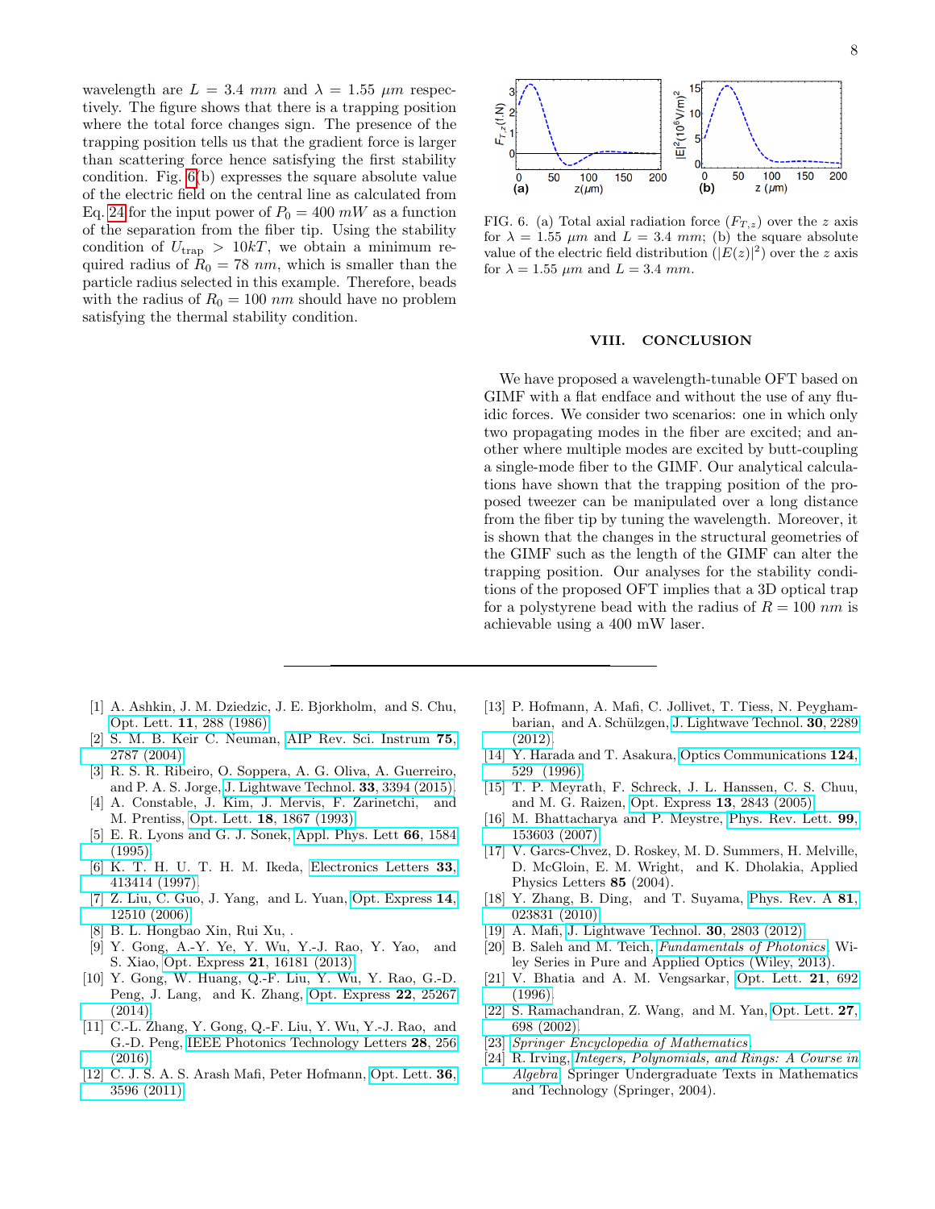wavelength are $L = 3.4\ mm$ and $\lambda = 1.55\ \mu m$ respectively. The figure shows that there is a trapping position where the total force changes sign. The presence of the trapping position tells us that the gradient force is larger than scattering force hence satisfying the first stability condition. Fig. 6(b) expresses the square absolute value of the electric field on the central line as calculated from Eq. 24 for the input power of $P_0 = 400\ mW$ as a function of the separation from the fiber tip. Using the stability condition of $U_{\text{trap}} > 10kT$, we obtain a minimum required radius of $R_0 = 78\ nm$, which is smaller than the particle radius selected in this example. Therefore, beads with the radius of $R_0 = 100\ nm$ should have no problem satisfying the thermal stability condition.

FIG. 6. (a) Total axial radiation force ($F_{T,z}$) over the $z$ axis for $\lambda = 1.55\ \mu m$ and $L = 3.4\ mm$; (b) the square absolute value of the electric field distribution ($|E(z)|^2$) over the $z$ axis for $\lambda = 1.55\ \mu m$ and $L = 3.4\ mm$.

## VIII. CONCLUSION

We have proposed a wavelength-tunable OFT based on GIMF with a flat endface and without the use of any fluidic forces. We consider two scenarios: one in which only two propagating modes in the fiber are excited; and another where multiple modes are excited by butt-coupling a single-mode fiber to the GIMF. Our analytical calculations have shown that the trapping position of the proposed tweezer can be manipulated over a long distance from the fiber tip by tuning the wavelength. Moreover, it is shown that the changes in the structural geometries of the GIMF such as the length of the GIMF can alter the trapping position. Our analyses for the stability conditions of the proposed OFT implies that a 3D optical trap for a polystyrene bead with the radius of $R = 100\ nm$ is achievable using a 400 mW laser.

---

[1] A. Ashkin, J. M. Dziedzic, J. E. Bjorkholm, and S. Chu, Opt. Lett. **11**, 288 (1986).
[2] S. M. B. Keir C. Neuman, AIP Rev. Sci. Instrum **75**, 2787 (2004).
[3] R. S. R. Ribeiro, O. Soppera, A. G. Oliva, A. Guerreiro, and P. A. S. Jorge, J. Lightwave Technol. **33**, 3394 (2015).
[4] A. Constable, J. Kim, J. Mervis, F. Zarinetchi, and M. Prentiss, Opt. Lett. **18**, 1867 (1993).
[5] E. R. Lyons and G. J. Sonek, Appl. Phys. Lett **66**, 1584 (1995).
[6] K. T. H. U. T. H. M. Ikeda, Electronics Letters **33**, 413414 (1997).
[7] Z. Liu, C. Guo, J. Yang, and L. Yuan, Opt. Express **14**, 12510 (2006).
[8] B. L. Hongbao Xin, Rui Xu, .
[9] Y. Gong, A.-Y. Ye, Y. Wu, Y.-J. Rao, Y. Yao, and S. Xiao, Opt. Express **21**, 16181 (2013).
[10] Y. Gong, W. Huang, Q.-F. Liu, Y. Wu, Y. Rao, G.-D. Peng, J. Lang, and K. Zhang, Opt. Express **22**, 25267 (2014).
[11] C.-L. Zhang, Y. Gong, Q.-F. Liu, Y. Wu, Y.-J. Rao, and G.-D. Peng, IEEE Photonics Technology Letters **28**, 256 (2016).
[12] C. J. S. A. S. Arash Mafi, Peter Hofmann, Opt. Lett. **36**, 3596 (2011).
[13] P. Hofmann, A. Mafi, C. Jollivet, T. Tiess, N. Peyghambarian, and A. Schülzgen, J. Lightwave Technol. **30**, 2289 (2012).
[14] Y. Harada and T. Asakura, Optics Communications **124**, 529 (1996).
[15] T. P. Meyrath, F. Schreck, J. L. Hanssen, C. S. Chuu, and M. G. Raizen, Opt. Express **13**, 2843 (2005).
[16] M. Bhattacharya and P. Meystre, Phys. Rev. Lett. **99**, 153603 (2007).
[17] V. Garcs-Chvez, D. Roskey, M. D. Summers, H. Melville, D. McGloin, E. M. Wright, and K. Dholakia, Applied Physics Letters **85** (2004).
[18] Y. Zhang, B. Ding, and T. Suyama, Phys. Rev. A **81**, 023831 (2010).
[19] A. Mafi, J. Lightwave Technol. **30**, 2803 (2012).
[20] B. Saleh and M. Teich, *Fundamentals of Photonics*, Wiley Series in Pure and Applied Optics (Wiley, 2013).
[21] V. Bhatia and A. M. Vengsarkar, Opt. Lett. **21**, 692 (1996).
[22] S. Ramachandran, Z. Wang, and M. Yan, Opt. Lett. **27**, 698 (2002).
[23] *Springer Encyclopedia of Mathematics*.
[24] R. Irving, *Integers, Polynomials, and Rings: A Course in Algebra*, Springer Undergraduate Texts in Mathematics and Technology (Springer, 2004).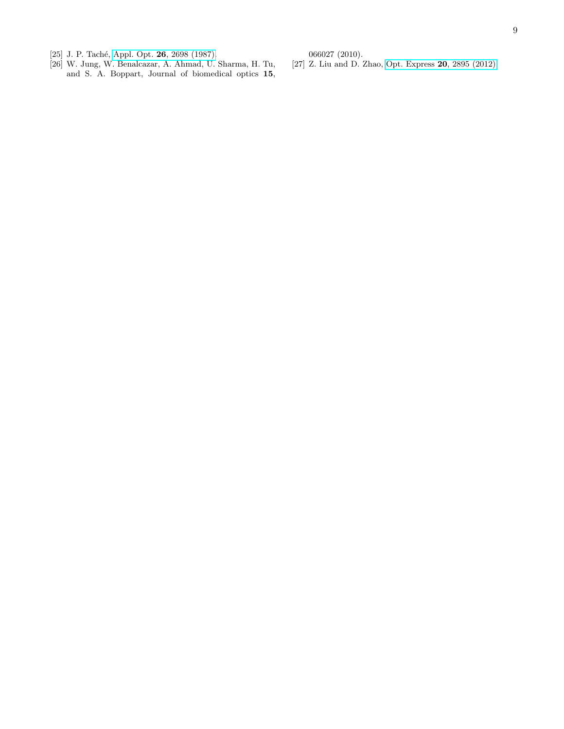[25] J. P. Taché, Appl. Opt. **26**, 2698 (1987).

[26] W. Jung, W. Benalcazar, A. Ahmad, U. Sharma, H. Tu, and S. A. Boppart, Journal of biomedical optics **15**, 066027 (2010).

[27] Z. Liu and D. Zhao, Opt. Express **20**, 2895 (2012).